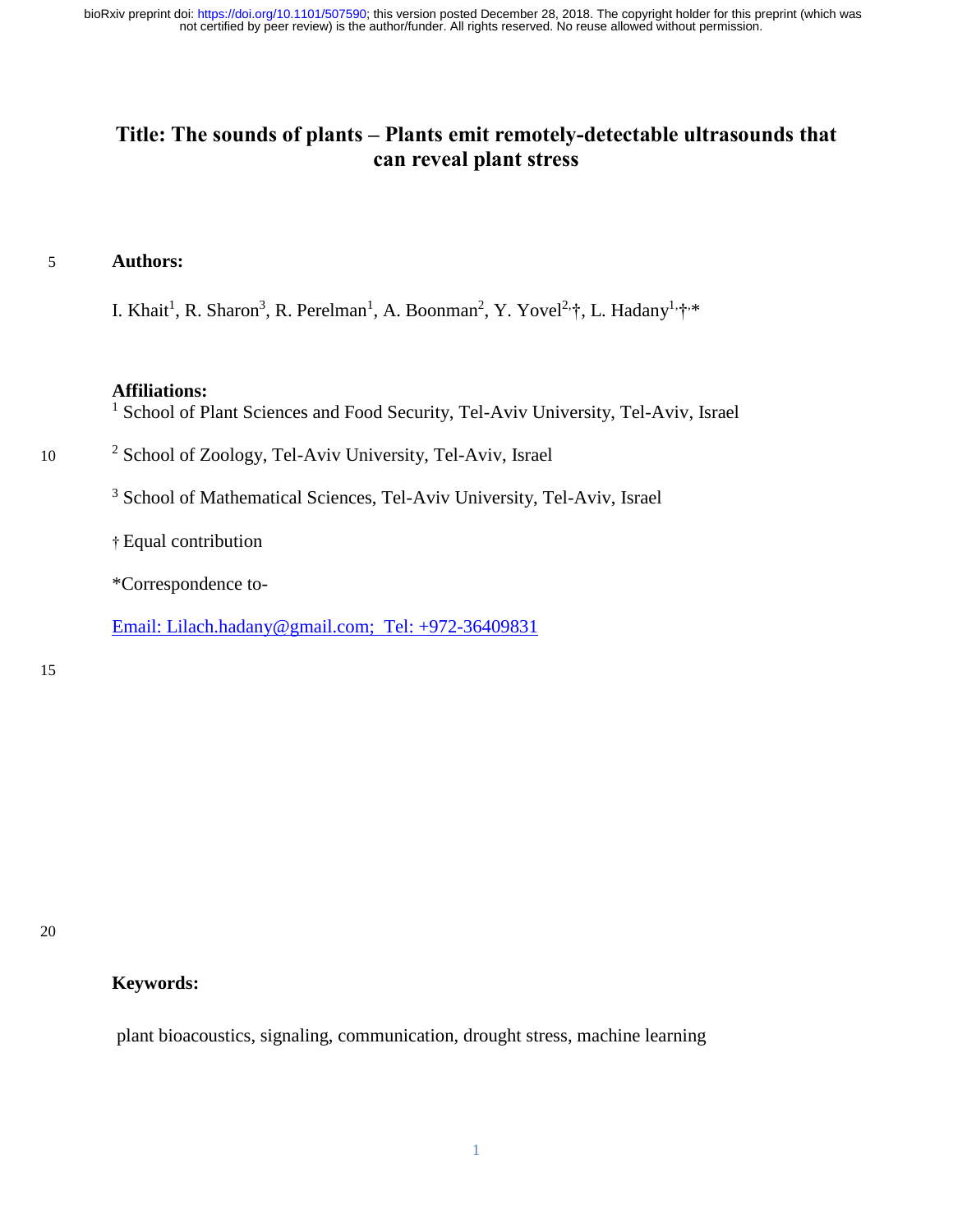# Title: The sounds of plants – Plants emit remotely-detectable ultrasounds that can reveal plant stress

**Authors:**

I. Khait[1], R. Sharon[3], R. Perelman[1], A. Boonman[2], Y. Yovel[2,†], L. Hadany[1,†,*]

**Affiliations:**

[1] School of Plant Sciences and Food Security, Tel-Aviv University, Tel-Aviv, Israel

[2] School of Zoology, Tel-Aviv University, Tel-Aviv, Israel

[3] School of Mathematical Sciences, Tel-Aviv University, Tel-Aviv, Israel

† Equal contribution

*Correspondence to-

Email: Lilach.hadany@gmail.com; Tel: +972-36409831

**Keywords:**

plant bioacoustics, signaling, communication, drought stress, machine learning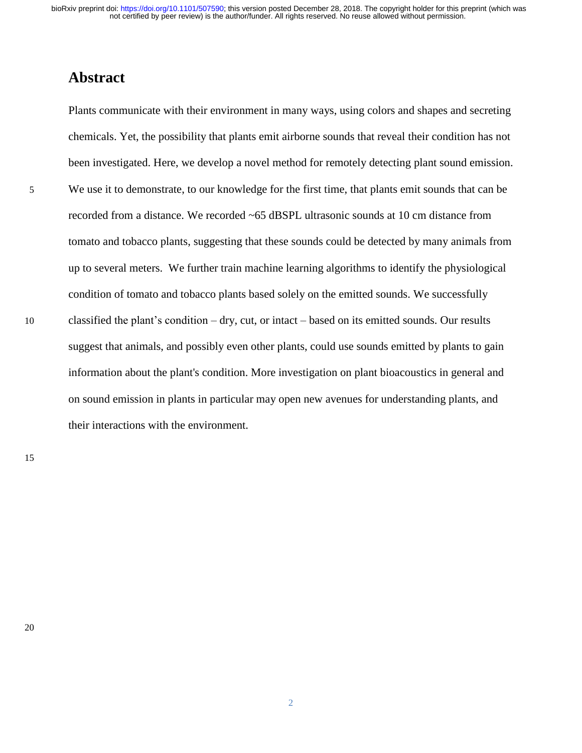# Abstract

Plants communicate with their environment in many ways, using colors and shapes and secreting chemicals. Yet, the possibility that plants emit airborne sounds that reveal their condition has not been investigated. Here, we develop a novel method for remotely detecting plant sound emission. We use it to demonstrate, to our knowledge for the first time, that plants emit sounds that can be recorded from a distance. We recorded ~65 dBSPL ultrasonic sounds at 10 cm distance from tomato and tobacco plants, suggesting that these sounds could be detected by many animals from up to several meters. We further train machine learning algorithms to identify the physiological condition of tomato and tobacco plants based solely on the emitted sounds. We successfully classified the plant's condition – dry, cut, or intact – based on its emitted sounds. Our results suggest that animals, and possibly even other plants, could use sounds emitted by plants to gain information about the plant's condition. More investigation on plant bioacoustics in general and on sound emission in plants in particular may open new avenues for understanding plants, and their interactions with the environment.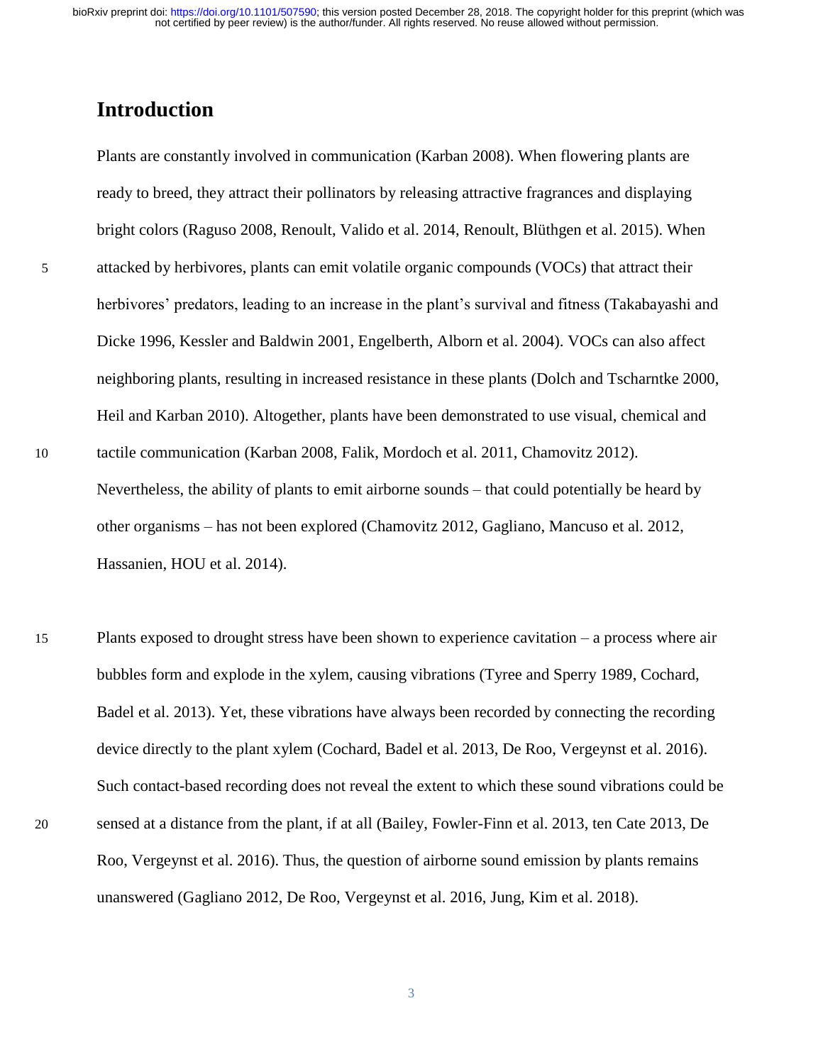## Introduction

Plants are constantly involved in communication (Karban 2008). When flowering plants are ready to breed, they attract their pollinators by releasing attractive fragrances and displaying bright colors (Raguso 2008, Renoult, Valido et al. 2014, Renoult, Blüthgen et al. 2015). When attacked by herbivores, plants can emit volatile organic compounds (VOCs) that attract their herbivores' predators, leading to an increase in the plant's survival and fitness (Takabayashi and Dicke 1996, Kessler and Baldwin 2001, Engelberth, Alborn et al. 2004). VOCs can also affect neighboring plants, resulting in increased resistance in these plants (Dolch and Tscharntke 2000, Heil and Karban 2010). Altogether, plants have been demonstrated to use visual, chemical and tactile communication (Karban 2008, Falik, Mordoch et al. 2011, Chamovitz 2012). Nevertheless, the ability of plants to emit airborne sounds – that could potentially be heard by other organisms – has not been explored (Chamovitz 2012, Gagliano, Mancuso et al. 2012, Hassanien, HOU et al. 2014).

Plants exposed to drought stress have been shown to experience cavitation – a process where air bubbles form and explode in the xylem, causing vibrations (Tyree and Sperry 1989, Cochard, Badel et al. 2013). Yet, these vibrations have always been recorded by connecting the recording device directly to the plant xylem (Cochard, Badel et al. 2013, De Roo, Vergeynst et al. 2016). Such contact-based recording does not reveal the extent to which these sound vibrations could be sensed at a distance from the plant, if at all (Bailey, Fowler-Finn et al. 2013, ten Cate 2013, De Roo, Vergeynst et al. 2016). Thus, the question of airborne sound emission by plants remains unanswered (Gagliano 2012, De Roo, Vergeynst et al. 2016, Jung, Kim et al. 2018).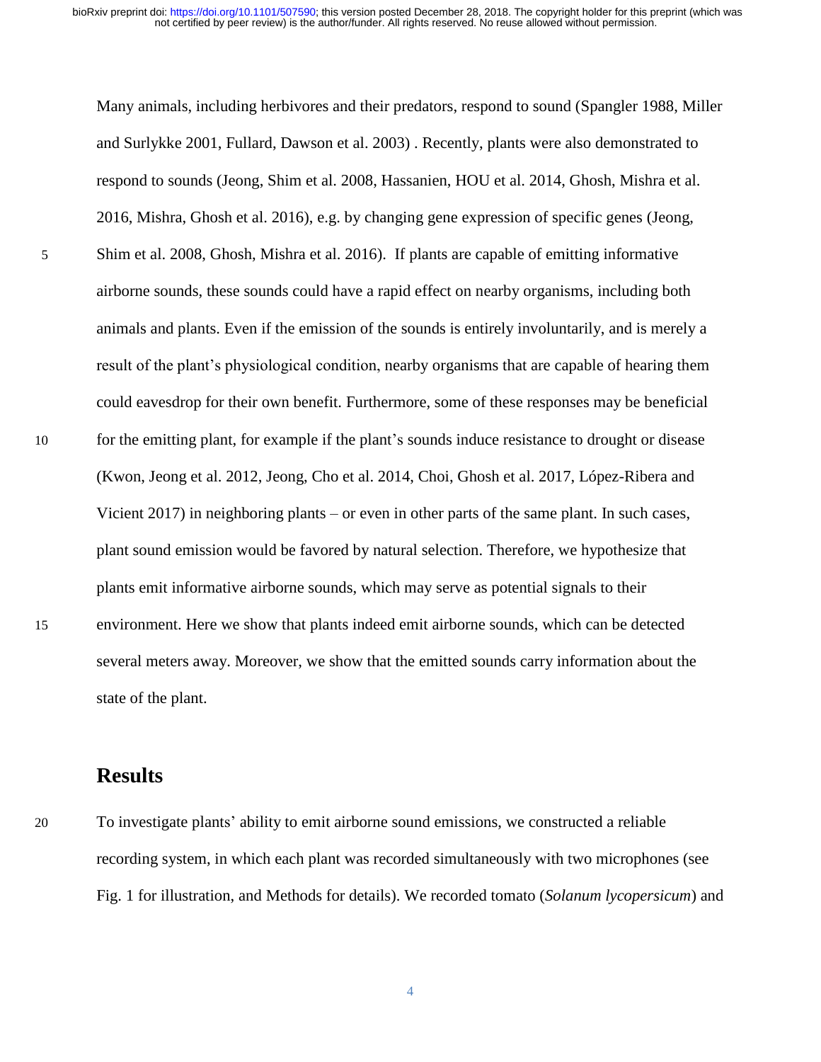Many animals, including herbivores and their predators, respond to sound (Spangler 1988, Miller and Surlykke 2001, Fullard, Dawson et al. 2003) . Recently, plants were also demonstrated to respond to sounds (Jeong, Shim et al. 2008, Hassanien, HOU et al. 2014, Ghosh, Mishra et al. 2016, Mishra, Ghosh et al. 2016), e.g. by changing gene expression of specific genes (Jeong, Shim et al. 2008, Ghosh, Mishra et al. 2016). If plants are capable of emitting informative airborne sounds, these sounds could have a rapid effect on nearby organisms, including both animals and plants. Even if the emission of the sounds is entirely involuntarily, and is merely a result of the plant's physiological condition, nearby organisms that are capable of hearing them could eavesdrop for their own benefit. Furthermore, some of these responses may be beneficial for the emitting plant, for example if the plant's sounds induce resistance to drought or disease (Kwon, Jeong et al. 2012, Jeong, Cho et al. 2014, Choi, Ghosh et al. 2017, López-Ribera and Vicient 2017) in neighboring plants – or even in other parts of the same plant. In such cases, plant sound emission would be favored by natural selection. Therefore, we hypothesize that plants emit informative airborne sounds, which may serve as potential signals to their environment. Here we show that plants indeed emit airborne sounds, which can be detected several meters away. Moreover, we show that the emitted sounds carry information about the state of the plant.

## Results

To investigate plants' ability to emit airborne sound emissions, we constructed a reliable recording system, in which each plant was recorded simultaneously with two microphones (see Fig. 1 for illustration, and Methods for details). We recorded tomato (*Solanum lycopersicum*) and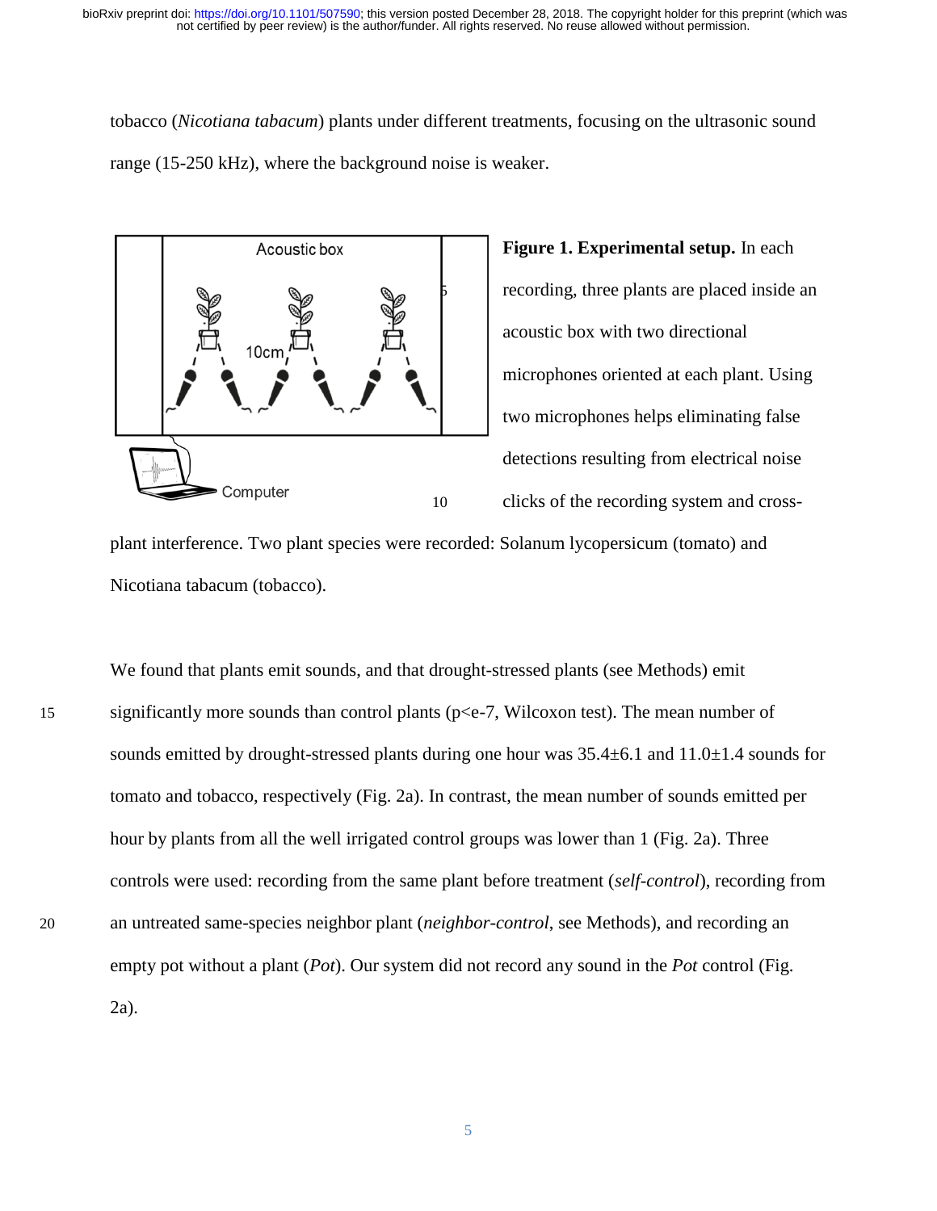tobacco (*Nicotiana tabacum*) plants under different treatments, focusing on the ultrasonic sound range (15-250 kHz), where the background noise is weaker.

**Figure 1. Experimental setup.** In each recording, three plants are placed inside an acoustic box with two directional microphones oriented at each plant. Using two microphones helps eliminating false detections resulting from electrical noise clicks of the recording system and cross-plant interference. Two plant species were recorded: Solanum lycopersicum (tomato) and Nicotiana tabacum (tobacco).

We found that plants emit sounds, and that drought-stressed plants (see Methods) emit significantly more sounds than control plants ($p<e\text{-}7$, Wilcoxon test). The mean number of sounds emitted by drought-stressed plants during one hour was $35.4 \pm 6.1$ and $11.0 \pm 1.4$ sounds for tomato and tobacco, respectively (Fig. 2a). In contrast, the mean number of sounds emitted per hour by plants from all the well irrigated control groups was lower than 1 (Fig. 2a). Three controls were used: recording from the same plant before treatment (*self-control*), recording from an untreated same-species neighbor plant (*neighbor-control*, see Methods), and recording an empty pot without a plant (*Pot*). Our system did not record any sound in the *Pot* control (Fig. 2a).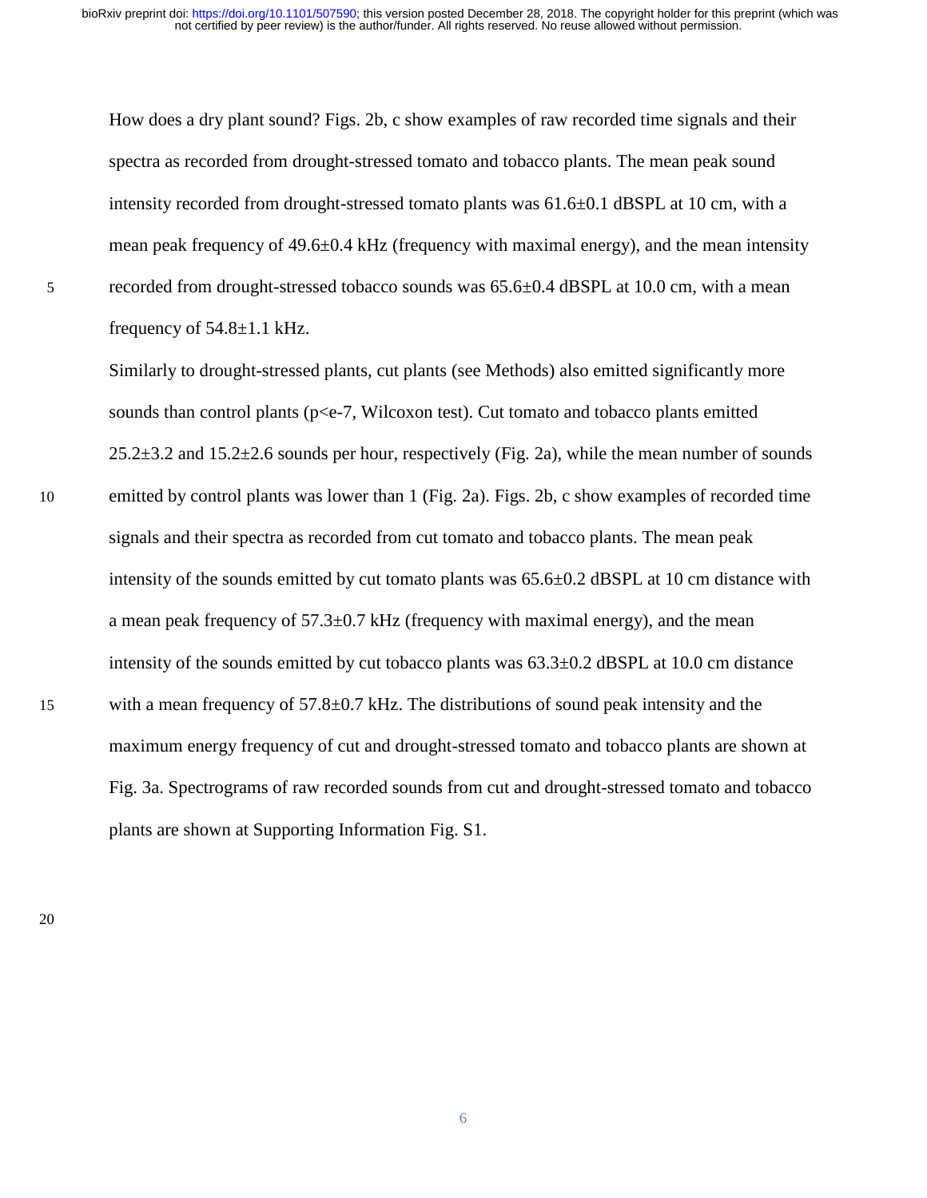How does a dry plant sound? Figs. 2b, c show examples of raw recorded time signals and their spectra as recorded from drought-stressed tomato and tobacco plants. The mean peak sound intensity recorded from drought-stressed tomato plants was 61.6±0.1 dBSPL at 10 cm, with a mean peak frequency of 49.6±0.4 kHz (frequency with maximal energy), and the mean intensity recorded from drought-stressed tobacco sounds was 65.6±0.4 dBSPL at 10.0 cm, with a mean frequency of 54.8±1.1 kHz.

Similarly to drought-stressed plants, cut plants (see Methods) also emitted significantly more sounds than control plants ($p<e\text{-}7$, Wilcoxon test). Cut tomato and tobacco plants emitted 25.2±3.2 and 15.2±2.6 sounds per hour, respectively (Fig. 2a), while the mean number of sounds emitted by control plants was lower than 1 (Fig. 2a). Figs. 2b, c show examples of recorded time signals and their spectra as recorded from cut tomato and tobacco plants. The mean peak intensity of the sounds emitted by cut tomato plants was 65.6±0.2 dBSPL at 10 cm distance with a mean peak frequency of 57.3±0.7 kHz (frequency with maximal energy), and the mean intensity of the sounds emitted by cut tobacco plants was 63.3±0.2 dBSPL at 10.0 cm distance with a mean frequency of 57.8±0.7 kHz. The distributions of sound peak intensity and the maximum energy frequency of cut and drought-stressed tomato and tobacco plants are shown at Fig. 3a. Spectrograms of raw recorded sounds from cut and drought-stressed tomato and tobacco plants are shown at Supporting Information Fig. S1.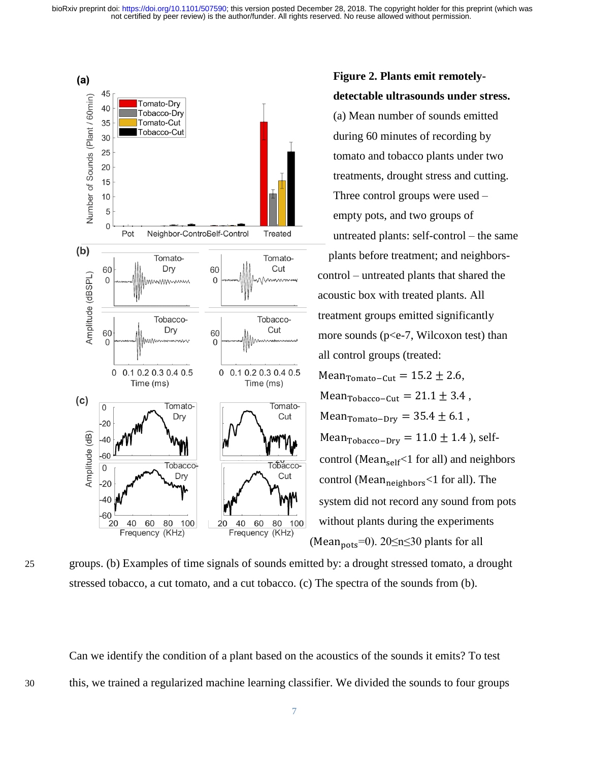**Figure 2. Plants emit remotely-detectable ultrasounds under stress.** (a) Mean number of sounds emitted during 60 minutes of recording by tomato and tobacco plants under two treatments, drought stress and cutting. Three control groups were used – empty pots, and two groups of untreated plants: self-control – the same plants before treatment; and neighbors-control – untreated plants that shared the acoustic box with treated plants. All treatment groups emitted significantly more sounds ($p<e$-7, Wilcoxon test) than all control groups (treated: $\text{Mean}_{\text{Tomato-Cut}} = 15.2 \pm 2.6$, $\text{Mean}_{\text{Tobacco-Cut}} = 21.1 \pm 3.4$, $\text{Mean}_{\text{Tomato-Dry}} = 35.4 \pm 6.1$, $\text{Mean}_{\text{Tobacco-Dry}} = 11.0 \pm 1.4$ ), self-control ($\text{Mean}_{\text{self}}<1$ for all) and neighbors control ($\text{Mean}_{\text{neighbors}}<1$ for all). The system did not record any sound from pots without plants during the experiments ($\text{Mean}_{\text{pots}}=0$). $20\leq n\leq 30$ plants for all groups. (b) Examples of time signals of sounds emitted by: a drought stressed tomato, a drought stressed tobacco, a cut tomato, and a cut tobacco. (c) The spectra of the sounds from (b).

Can we identify the condition of a plant based on the acoustics of the sounds it emits? To test this, we trained a regularized machine learning classifier. We divided the sounds to four groups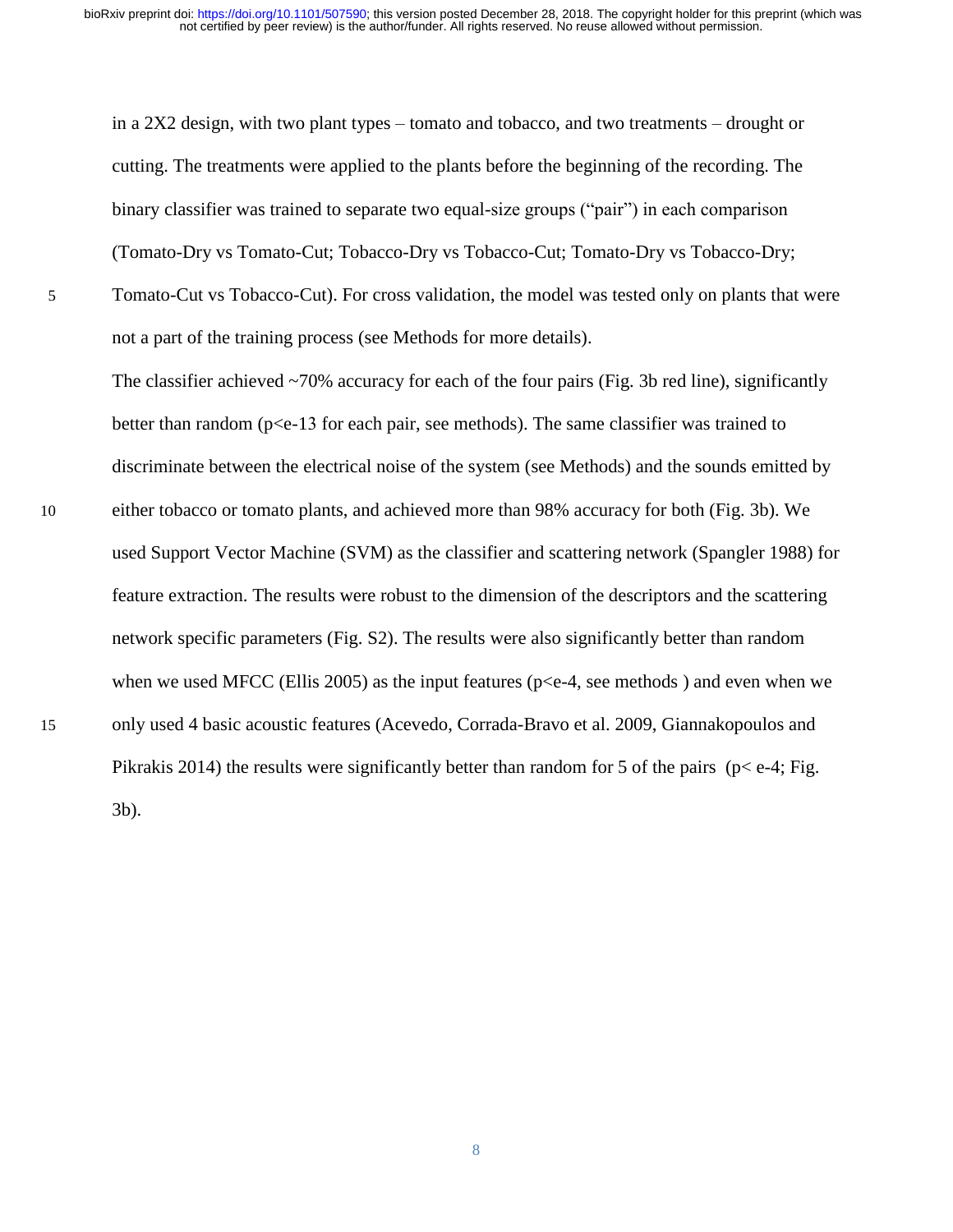in a 2X2 design, with two plant types – tomato and tobacco, and two treatments – drought or cutting. The treatments were applied to the plants before the beginning of the recording. The binary classifier was trained to separate two equal-size groups ("pair") in each comparison (Tomato-Dry vs Tomato-Cut; Tobacco-Dry vs Tobacco-Cut; Tomato-Dry vs Tobacco-Dry; Tomato-Cut vs Tobacco-Cut). For cross validation, the model was tested only on plants that were not a part of the training process (see Methods for more details).

The classifier achieved ~70% accuracy for each of the four pairs (Fig. 3b red line), significantly better than random ($p<e\text{-}13$ for each pair, see methods). The same classifier was trained to discriminate between the electrical noise of the system (see Methods) and the sounds emitted by either tobacco or tomato plants, and achieved more than 98% accuracy for both (Fig. 3b). We used Support Vector Machine (SVM) as the classifier and scattering network (Spangler 1988) for feature extraction. The results were robust to the dimension of the descriptors and the scattering network specific parameters (Fig. S2). The results were also significantly better than random when we used MFCC (Ellis 2005) as the input features ($p<e\text{-}4$, see methods ) and even when we only used 4 basic acoustic features (Acevedo, Corrada-Bravo et al. 2009, Giannakopoulos and Pikrakis 2014) the results were significantly better than random for 5 of the pairs ($p< e\text{-}4$; Fig. 3b).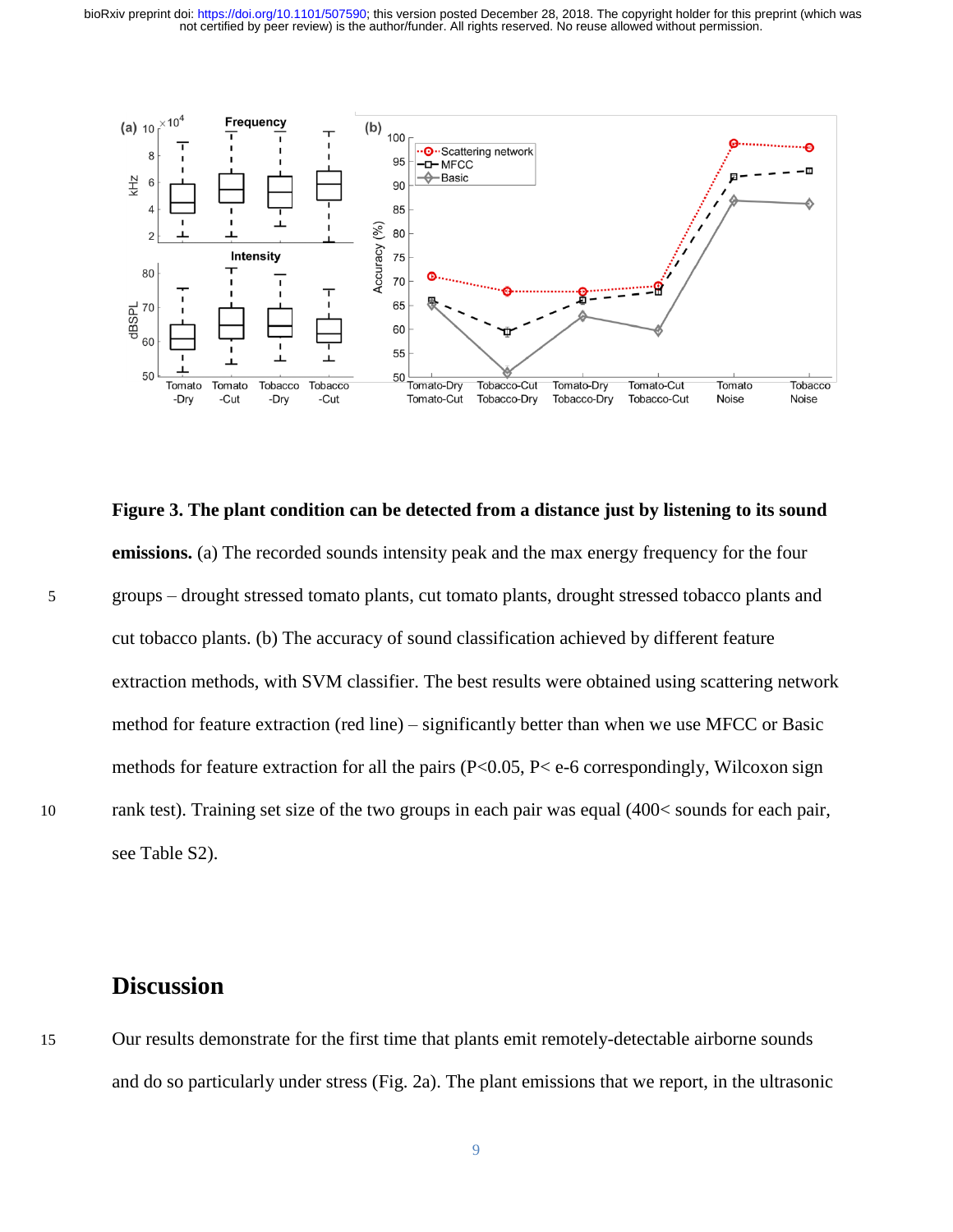**Figure 3. The plant condition can be detected from a distance just by listening to its sound emissions.** (a) The recorded sounds intensity peak and the max energy frequency for the four groups – drought stressed tomato plants, cut tomato plants, drought stressed tobacco plants and cut tobacco plants. (b) The accuracy of sound classification achieved by different feature extraction methods, with SVM classifier. The best results were obtained using scattering network method for feature extraction (red line) – significantly better than when we use MFCC or Basic methods for feature extraction for all the pairs (P<0.05, P< e-6 correspondingly, Wilcoxon sign rank test). Training set size of the two groups in each pair was equal (400< sounds for each pair, see Table S2).

## Discussion

Our results demonstrate for the first time that plants emit remotely-detectable airborne sounds and do so particularly under stress (Fig. 2a). The plant emissions that we report, in the ultrasonic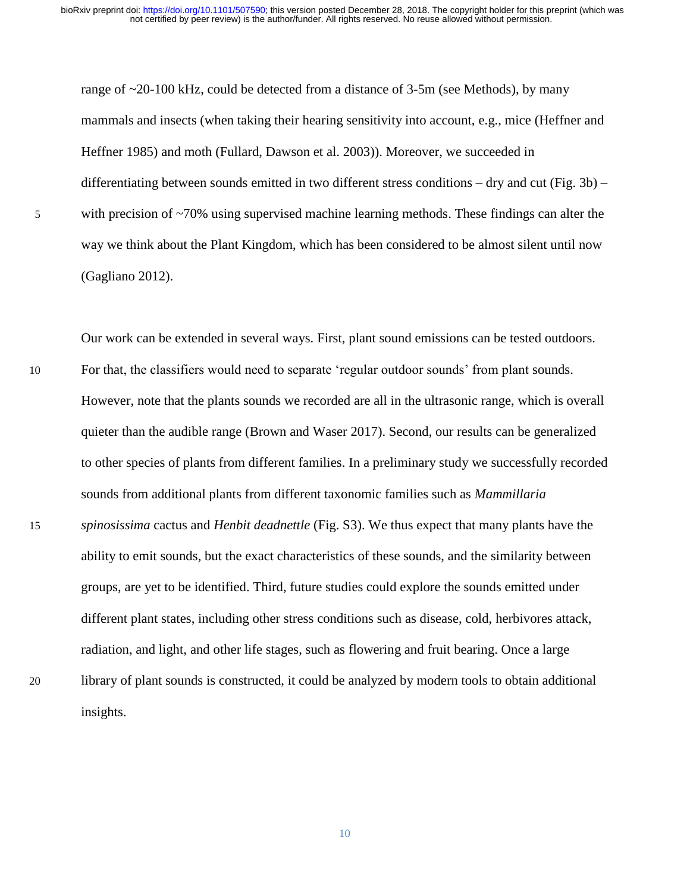range of ~20-100 kHz, could be detected from a distance of 3-5m (see Methods), by many mammals and insects (when taking their hearing sensitivity into account, e.g., mice (Heffner and Heffner 1985) and moth (Fullard, Dawson et al. 2003)). Moreover, we succeeded in differentiating between sounds emitted in two different stress conditions – dry and cut (Fig. 3b) – with precision of ~70% using supervised machine learning methods. These findings can alter the way we think about the Plant Kingdom, which has been considered to be almost silent until now (Gagliano 2012).

Our work can be extended in several ways. First, plant sound emissions can be tested outdoors. For that, the classifiers would need to separate 'regular outdoor sounds' from plant sounds. However, note that the plants sounds we recorded are all in the ultrasonic range, which is overall quieter than the audible range (Brown and Waser 2017). Second, our results can be generalized to other species of plants from different families. In a preliminary study we successfully recorded sounds from additional plants from different taxonomic families such as *Mammillaria spinosissima* cactus and *Henbit deadnettle* (Fig. S3). We thus expect that many plants have the ability to emit sounds, but the exact characteristics of these sounds, and the similarity between groups, are yet to be identified. Third, future studies could explore the sounds emitted under different plant states, including other stress conditions such as disease, cold, herbivores attack, radiation, and light, and other life stages, such as flowering and fruit bearing. Once a large library of plant sounds is constructed, it could be analyzed by modern tools to obtain additional insights.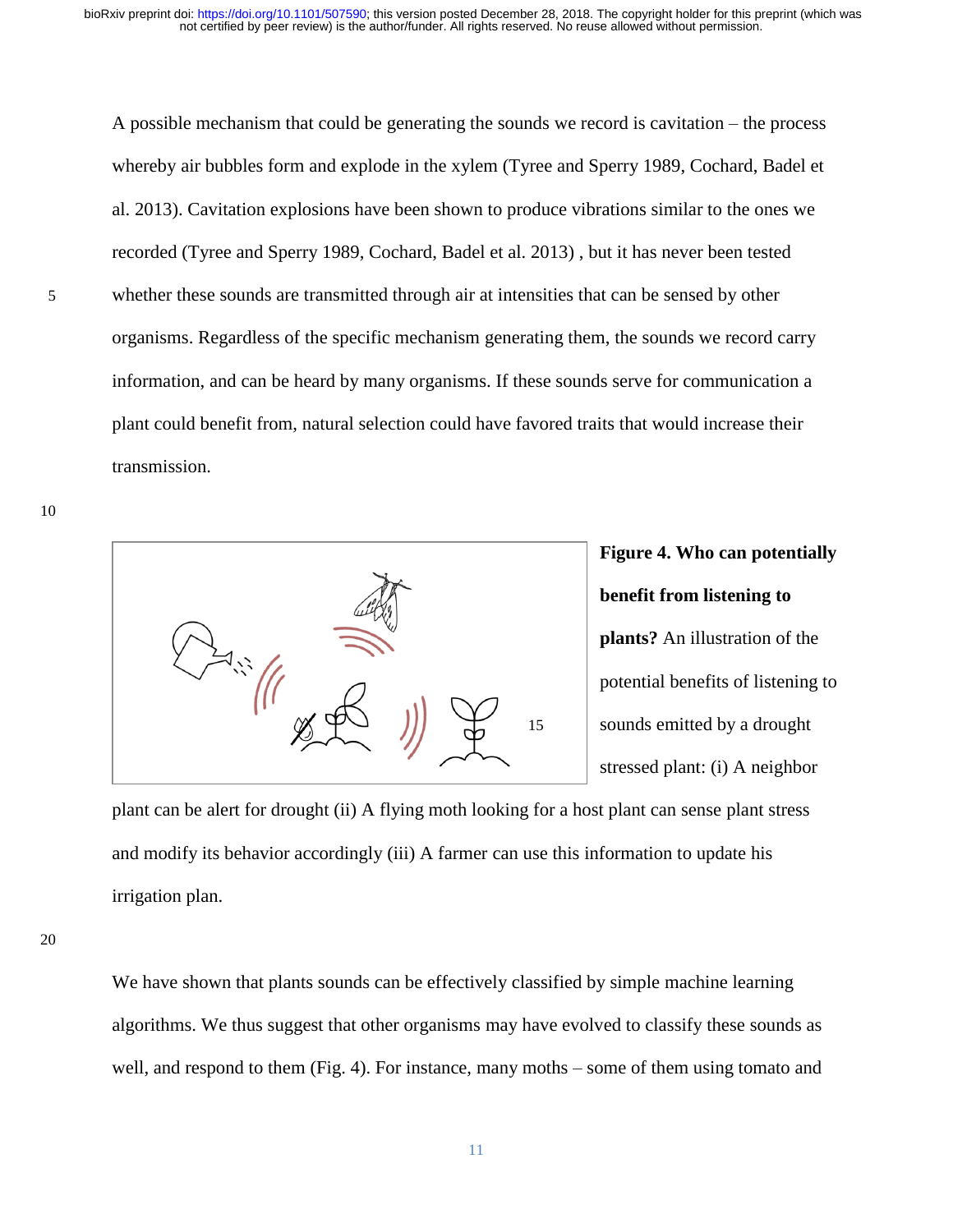A possible mechanism that could be generating the sounds we record is cavitation – the process whereby air bubbles form and explode in the xylem (Tyree and Sperry 1989, Cochard, Badel et al. 2013). Cavitation explosions have been shown to produce vibrations similar to the ones we recorded (Tyree and Sperry 1989, Cochard, Badel et al. 2013) , but it has never been tested whether these sounds are transmitted through air at intensities that can be sensed by other organisms. Regardless of the specific mechanism generating them, the sounds we record carry information, and can be heard by many organisms. If these sounds serve for communication a plant could benefit from, natural selection could have favored traits that would increase their transmission.

**Figure 4. Who can potentially benefit from listening to plants?** An illustration of the potential benefits of listening to sounds emitted by a drought stressed plant: (i) A neighbor plant can be alert for drought (ii) A flying moth looking for a host plant can sense plant stress and modify its behavior accordingly (iii) A farmer can use this information to update his irrigation plan.

We have shown that plants sounds can be effectively classified by simple machine learning algorithms. We thus suggest that other organisms may have evolved to classify these sounds as well, and respond to them (Fig. 4). For instance, many moths – some of them using tomato and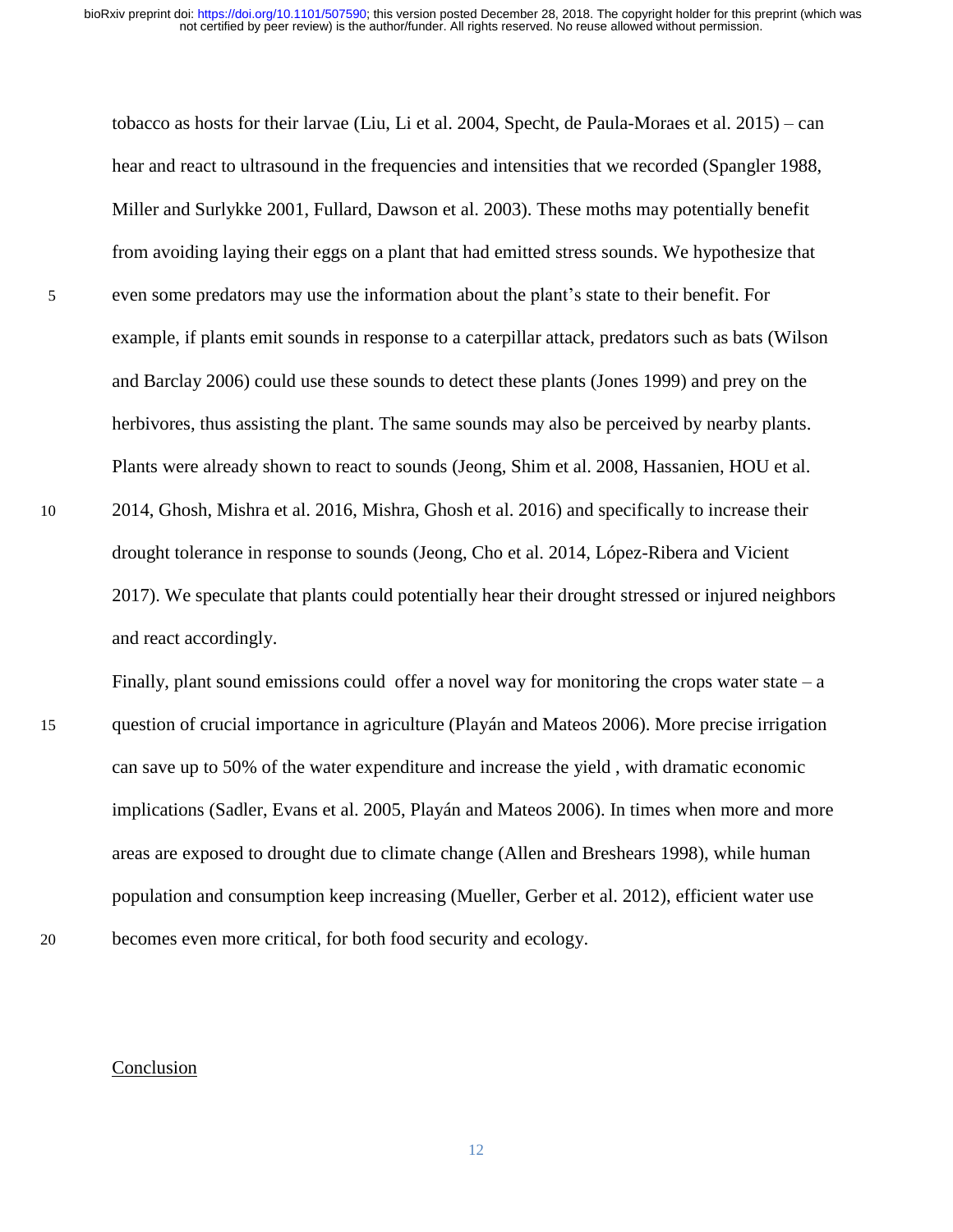tobacco as hosts for their larvae (Liu, Li et al. 2004, Specht, de Paula-Moraes et al. 2015) – can hear and react to ultrasound in the frequencies and intensities that we recorded (Spangler 1988, Miller and Surlykke 2001, Fullard, Dawson et al. 2003). These moths may potentially benefit from avoiding laying their eggs on a plant that had emitted stress sounds. We hypothesize that even some predators may use the information about the plant's state to their benefit. For example, if plants emit sounds in response to a caterpillar attack, predators such as bats (Wilson and Barclay 2006) could use these sounds to detect these plants (Jones 1999) and prey on the herbivores, thus assisting the plant. The same sounds may also be perceived by nearby plants. Plants were already shown to react to sounds (Jeong, Shim et al. 2008, Hassanien, HOU et al. 2014, Ghosh, Mishra et al. 2016, Mishra, Ghosh et al. 2016) and specifically to increase their drought tolerance in response to sounds (Jeong, Cho et al. 2014, López-Ribera and Vicient 2017). We speculate that plants could potentially hear their drought stressed or injured neighbors and react accordingly.

Finally, plant sound emissions could offer a novel way for monitoring the crops water state – a question of crucial importance in agriculture (Playán and Mateos 2006). More precise irrigation can save up to 50% of the water expenditure and increase the yield , with dramatic economic implications (Sadler, Evans et al. 2005, Playán and Mateos 2006). In times when more and more areas are exposed to drought due to climate change (Allen and Breshears 1998), while human population and consumption keep increasing (Mueller, Gerber et al. 2012), efficient water use becomes even more critical, for both food security and ecology.

## Conclusion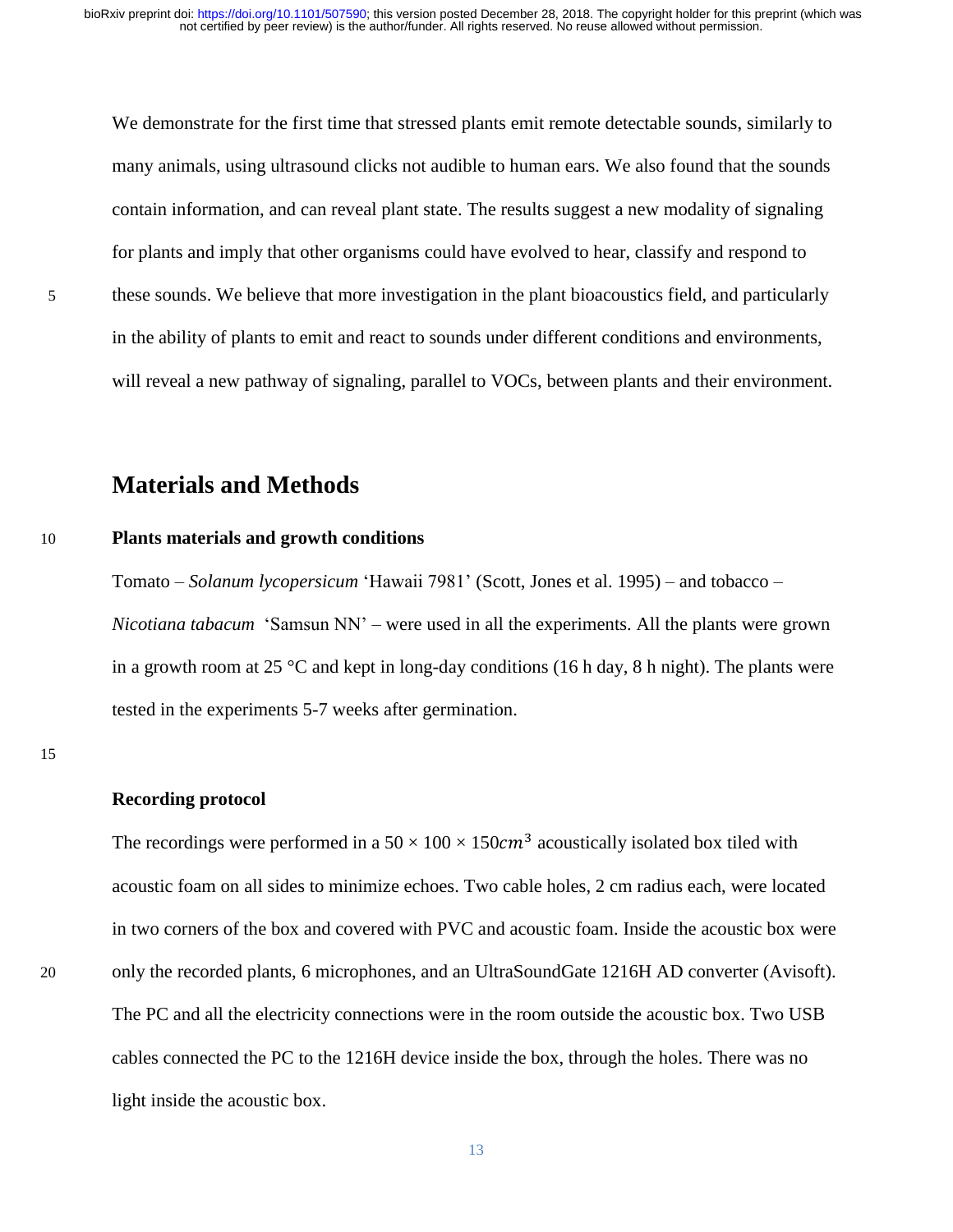We demonstrate for the first time that stressed plants emit remote detectable sounds, similarly to many animals, using ultrasound clicks not audible to human ears. We also found that the sounds contain information, and can reveal plant state. The results suggest a new modality of signaling for plants and imply that other organisms could have evolved to hear, classify and respond to these sounds. We believe that more investigation in the plant bioacoustics field, and particularly in the ability of plants to emit and react to sounds under different conditions and environments, will reveal a new pathway of signaling, parallel to VOCs, between plants and their environment.

## Materials and Methods

### Plants materials and growth conditions

Tomato – *Solanum lycopersicum* 'Hawaii 7981' (Scott, Jones et al. 1995) – and tobacco – *Nicotiana tabacum* 'Samsun NN' – were used in all the experiments. All the plants were grown in a growth room at 25 °C and kept in long-day conditions (16 h day, 8 h night). The plants were tested in the experiments 5-7 weeks after germination.

### Recording protocol

The recordings were performed in a $50 \times 100 \times 150 cm^3$ acoustically isolated box tiled with acoustic foam on all sides to minimize echoes. Two cable holes, 2 cm radius each, were located in two corners of the box and covered with PVC and acoustic foam. Inside the acoustic box were only the recorded plants, 6 microphones, and an UltraSoundGate 1216H AD converter (Avisoft). The PC and all the electricity connections were in the room outside the acoustic box. Two USB cables connected the PC to the 1216H device inside the box, through the holes. There was no light inside the acoustic box.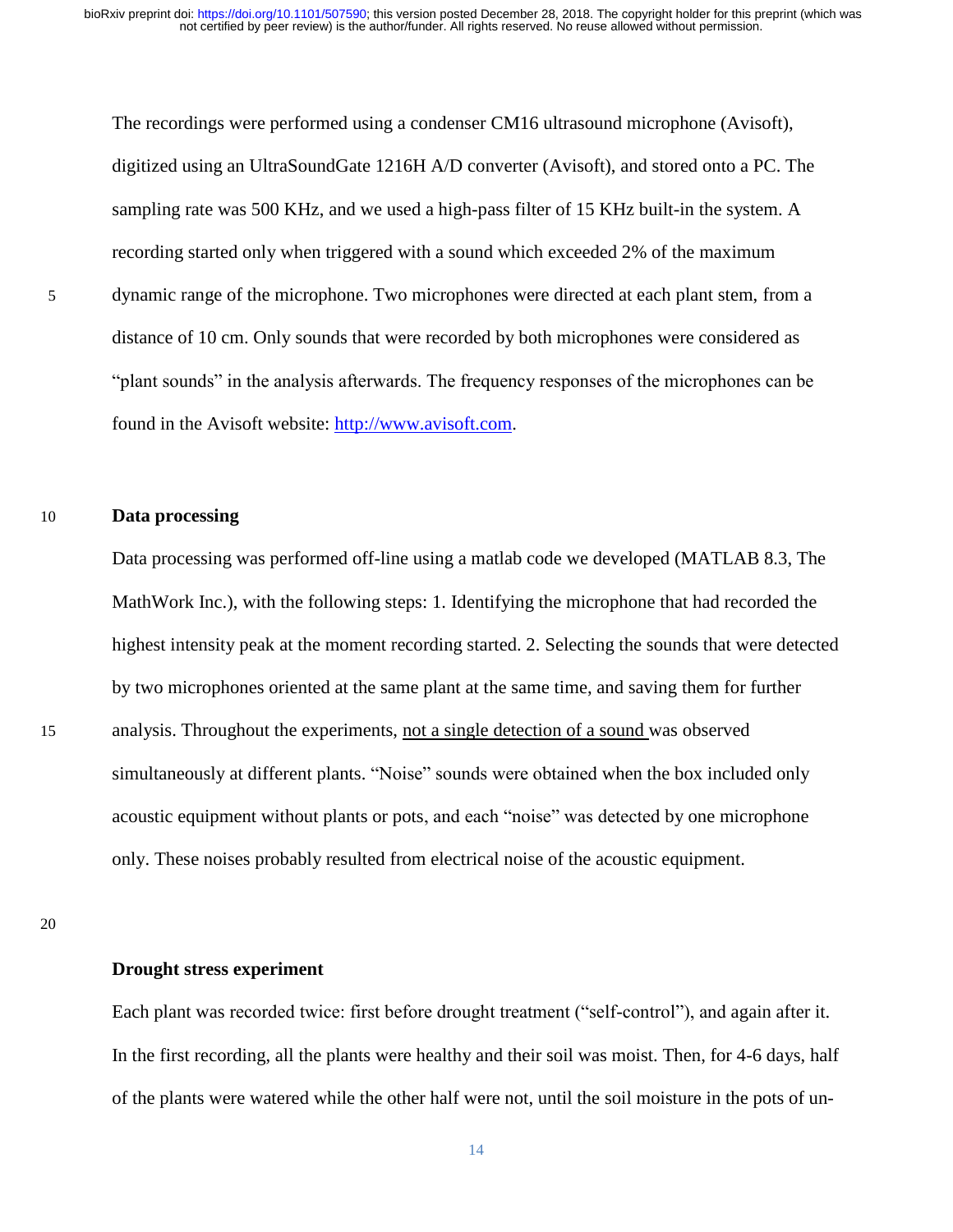The recordings were performed using a condenser CM16 ultrasound microphone (Avisoft), digitized using an UltraSoundGate 1216H A/D converter (Avisoft), and stored onto a PC. The sampling rate was 500 KHz, and we used a high-pass filter of 15 KHz built-in the system. A recording started only when triggered with a sound which exceeded 2% of the maximum dynamic range of the microphone. Two microphones were directed at each plant stem, from a distance of 10 cm. Only sounds that were recorded by both microphones were considered as "plant sounds" in the analysis afterwards. The frequency responses of the microphones can be found in the Avisoft website: http://www.avisoft.com.

**Data processing**

Data processing was performed off-line using a matlab code we developed (MATLAB 8.3, The MathWork Inc.), with the following steps: 1. Identifying the microphone that had recorded the highest intensity peak at the moment recording started. 2. Selecting the sounds that were detected by two microphones oriented at the same plant at the same time, and saving them for further analysis. Throughout the experiments, <u>not a single detection of a sound</u> was observed simultaneously at different plants. "Noise" sounds were obtained when the box included only acoustic equipment without plants or pots, and each "noise" was detected by one microphone only. These noises probably resulted from electrical noise of the acoustic equipment.

**Drought stress experiment**

Each plant was recorded twice: first before drought treatment ("self-control"), and again after it. In the first recording, all the plants were healthy and their soil was moist. Then, for 4-6 days, half of the plants were watered while the other half were not, until the soil moisture in the pots of un-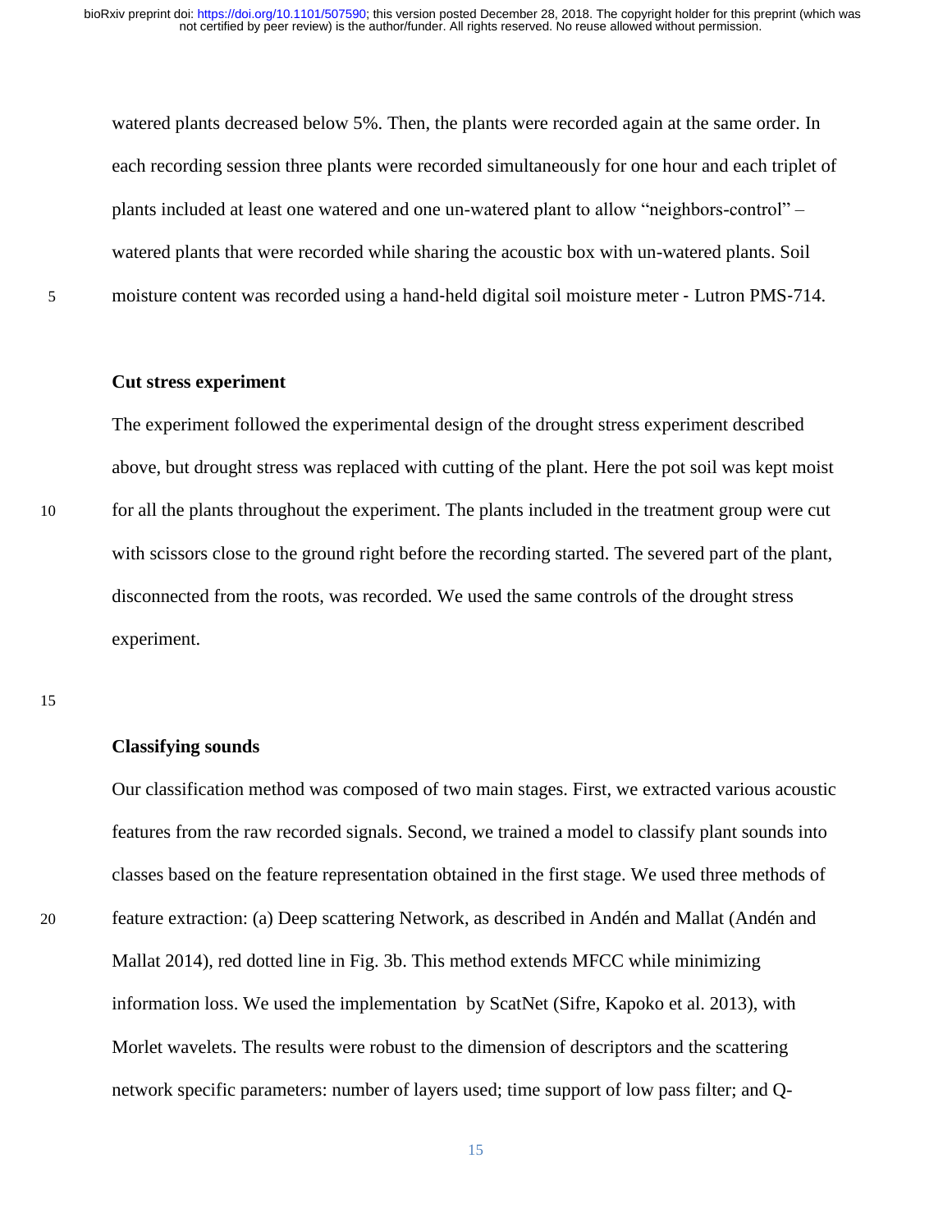watered plants decreased below 5%. Then, the plants were recorded again at the same order. In each recording session three plants were recorded simultaneously for one hour and each triplet of plants included at least one watered and one un-watered plant to allow "neighbors-control" – watered plants that were recorded while sharing the acoustic box with un-watered plants. Soil moisture content was recorded using a hand-held digital soil moisture meter - Lutron PMS-714.

**Cut stress experiment**

The experiment followed the experimental design of the drought stress experiment described above, but drought stress was replaced with cutting of the plant. Here the pot soil was kept moist for all the plants throughout the experiment. The plants included in the treatment group were cut with scissors close to the ground right before the recording started. The severed part of the plant, disconnected from the roots, was recorded. We used the same controls of the drought stress experiment.

**Classifying sounds**

Our classification method was composed of two main stages. First, we extracted various acoustic features from the raw recorded signals. Second, we trained a model to classify plant sounds into classes based on the feature representation obtained in the first stage. We used three methods of feature extraction: (a) Deep scattering Network, as described in Andén and Mallat (Andén and Mallat 2014), red dotted line in Fig. 3b. This method extends MFCC while minimizing information loss. We used the implementation by ScatNet (Sifre, Kapoko et al. 2013), with Morlet wavelets. The results were robust to the dimension of descriptors and the scattering network specific parameters: number of layers used; time support of low pass filter; and Q-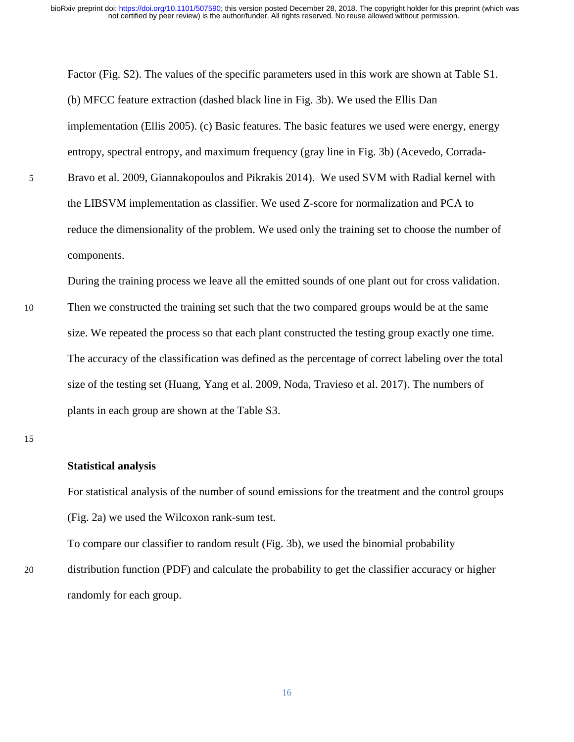Factor (Fig. S2). The values of the specific parameters used in this work are shown at Table S1. (b) MFCC feature extraction (dashed black line in Fig. 3b). We used the Ellis Dan implementation (Ellis 2005). (c) Basic features. The basic features we used were energy, energy entropy, spectral entropy, and maximum frequency (gray line in Fig. 3b) (Acevedo, Corrada-Bravo et al. 2009, Giannakopoulos and Pikrakis 2014). We used SVM with Radial kernel with the LIBSVM implementation as classifier. We used Z-score for normalization and PCA to reduce the dimensionality of the problem. We used only the training set to choose the number of components.

During the training process we leave all the emitted sounds of one plant out for cross validation. Then we constructed the training set such that the two compared groups would be at the same size. We repeated the process so that each plant constructed the testing group exactly one time. The accuracy of the classification was defined as the percentage of correct labeling over the total size of the testing set (Huang, Yang et al. 2009, Noda, Travieso et al. 2017). The numbers of plants in each group are shown at the Table S3.

**Statistical analysis**

For statistical analysis of the number of sound emissions for the treatment and the control groups (Fig. 2a) we used the Wilcoxon rank-sum test.

To compare our classifier to random result (Fig. 3b), we used the binomial probability distribution function (PDF) and calculate the probability to get the classifier accuracy or higher randomly for each group.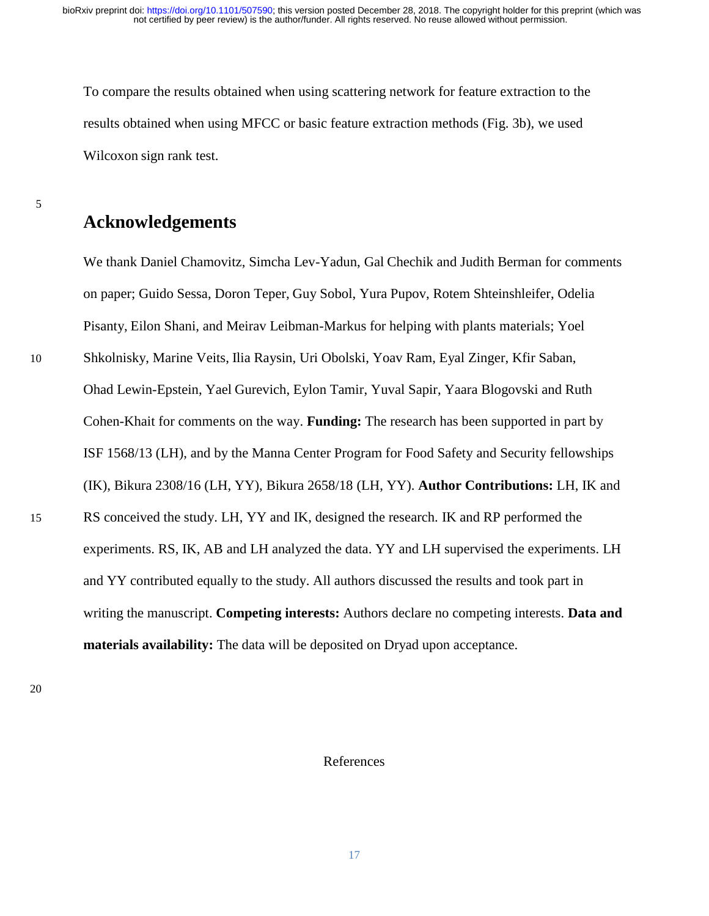To compare the results obtained when using scattering network for feature extraction to the results obtained when using MFCC or basic feature extraction methods (Fig. 3b), we used Wilcoxon sign rank test.

## Acknowledgements

We thank Daniel Chamovitz, Simcha Lev-Yadun, Gal Chechik and Judith Berman for comments on paper; Guido Sessa, Doron Teper, Guy Sobol, Yura Pupov, Rotem Shteinshleifer, Odelia Pisanty, Eilon Shani, and Meirav Leibman-Markus for helping with plants materials; Yoel Shkolnisky, Marine Veits, Ilia Raysin, Uri Obolski, Yoav Ram, Eyal Zinger, Kfir Saban, Ohad Lewin-Epstein, Yael Gurevich, Eylon Tamir, Yuval Sapir, Yaara Blogovski and Ruth Cohen-Khait for comments on the way. **Funding:** The research has been supported in part by ISF 1568/13 (LH), and by the Manna Center Program for Food Safety and Security fellowships (IK), Bikura 2308/16 (LH, YY), Bikura 2658/18 (LH, YY). **Author Contributions:** LH, IK and RS conceived the study. LH, YY and IK, designed the research. IK and RP performed the experiments. RS, IK, AB and LH analyzed the data. YY and LH supervised the experiments. LH and YY contributed equally to the study. All authors discussed the results and took part in writing the manuscript. **Competing interests:** Authors declare no competing interests. **Data and materials availability:** The data will be deposited on Dryad upon acceptance.

References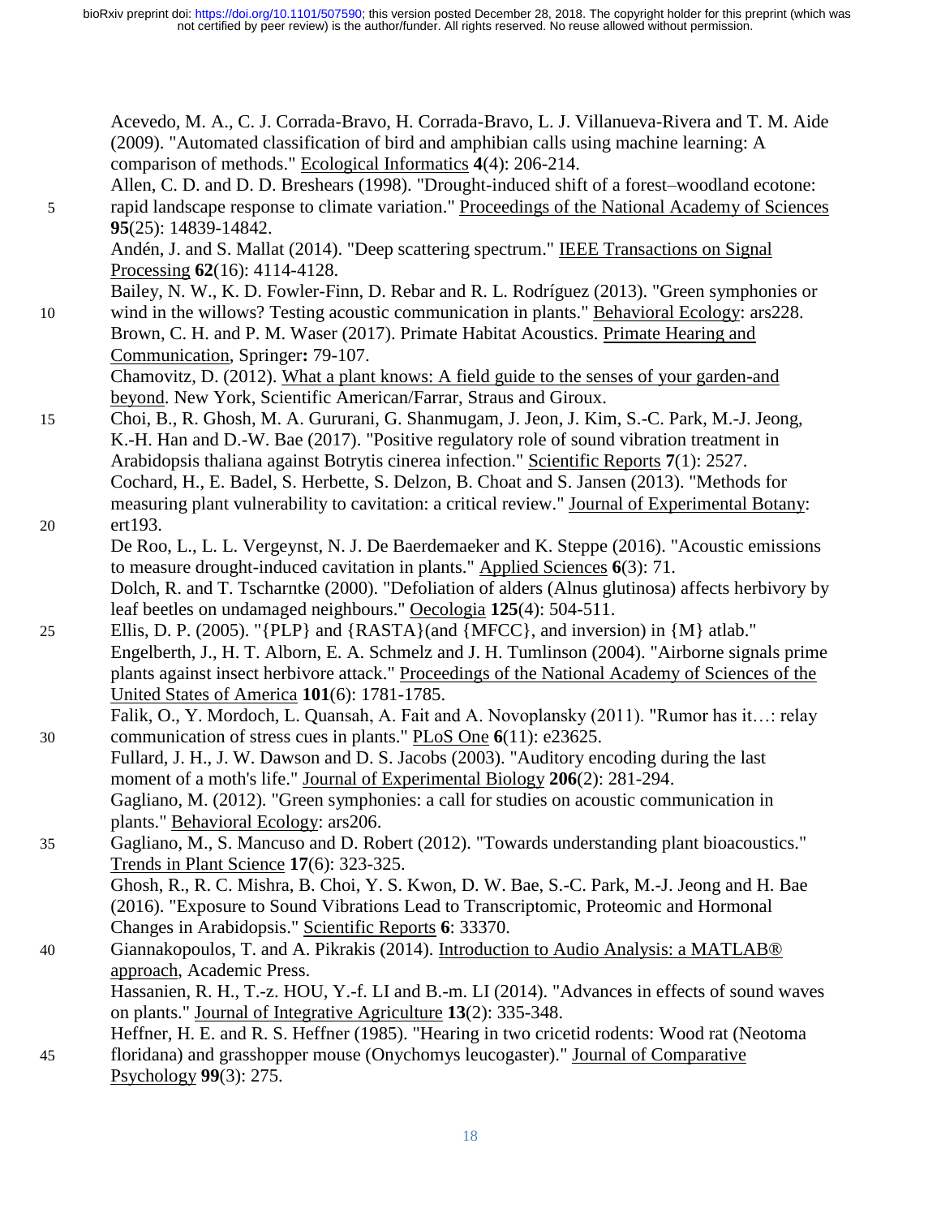Acevedo, M. A., C. J. Corrada-Bravo, H. Corrada-Bravo, L. J. Villanueva-Rivera and T. M. Aide (2009). "Automated classification of bird and amphibian calls using machine learning: A comparison of methods." Ecological Informatics **4**(4): 206-214.

Allen, C. D. and D. D. Breshears (1998). "Drought-induced shift of a forest–woodland ecotone: rapid landscape response to climate variation." Proceedings of the National Academy of Sciences **95**(25): 14839-14842.

Andén, J. and S. Mallat (2014). "Deep scattering spectrum." IEEE Transactions on Signal Processing **62**(16): 4114-4128.

Bailey, N. W., K. D. Fowler-Finn, D. Rebar and R. L. Rodríguez (2013). "Green symphonies or wind in the willows? Testing acoustic communication in plants." Behavioral Ecology: ars228.

Brown, C. H. and P. M. Waser (2017). Primate Habitat Acoustics. Primate Hearing and Communication, Springer**:** 79-107.

Chamovitz, D. (2012). What a plant knows: A field guide to the senses of your garden-and beyond. New York, Scientific American/Farrar, Straus and Giroux.

Choi, B., R. Ghosh, M. A. Gururani, G. Shanmugam, J. Jeon, J. Kim, S.-C. Park, M.-J. Jeong, K.-H. Han and D.-W. Bae (2017). "Positive regulatory role of sound vibration treatment in Arabidopsis thaliana against Botrytis cinerea infection." Scientific Reports **7**(1): 2527.

Cochard, H., E. Badel, S. Herbette, S. Delzon, B. Choat and S. Jansen (2013). "Methods for measuring plant vulnerability to cavitation: a critical review." Journal of Experimental Botany: ert193.

De Roo, L., L. L. Vergeynst, N. J. De Baerdemaeker and K. Steppe (2016). "Acoustic emissions to measure drought-induced cavitation in plants." Applied Sciences **6**(3): 71.

Dolch, R. and T. Tscharntke (2000). "Defoliation of alders (Alnus glutinosa) affects herbivory by leaf beetles on undamaged neighbours." Oecologia **125**(4): 504-511.

Ellis, D. P. (2005). "{PLP} and {RASTA}(and {MFCC}, and inversion) in {M} atlab."

Engelberth, J., H. T. Alborn, E. A. Schmelz and J. H. Tumlinson (2004). "Airborne signals prime plants against insect herbivore attack." Proceedings of the National Academy of Sciences of the United States of America **101**(6): 1781-1785.

Falik, O., Y. Mordoch, L. Quansah, A. Fait and A. Novoplansky (2011). "Rumor has it…: relay communication of stress cues in plants." PLoS One **6**(11): e23625.

Fullard, J. H., J. W. Dawson and D. S. Jacobs (2003). "Auditory encoding during the last moment of a moth's life." Journal of Experimental Biology **206**(2): 281-294.

Gagliano, M. (2012). "Green symphonies: a call for studies on acoustic communication in plants." Behavioral Ecology: ars206.

Gagliano, M., S. Mancuso and D. Robert (2012). "Towards understanding plant bioacoustics." Trends in Plant Science **17**(6): 323-325.

Ghosh, R., R. C. Mishra, B. Choi, Y. S. Kwon, D. W. Bae, S.-C. Park, M.-J. Jeong and H. Bae (2016). "Exposure to Sound Vibrations Lead to Transcriptomic, Proteomic and Hormonal Changes in Arabidopsis." Scientific Reports **6**: 33370.

Giannakopoulos, T. and A. Pikrakis (2014). Introduction to Audio Analysis: a MATLAB® approach, Academic Press.

Hassanien, R. H., T.-z. HOU, Y.-f. LI and B.-m. LI (2014). "Advances in effects of sound waves on plants." Journal of Integrative Agriculture **13**(2): 335-348.

Heffner, H. E. and R. S. Heffner (1985). "Hearing in two cricetid rodents: Wood rat (Neotoma floridana) and grasshopper mouse (Onychomys leucogaster)." Journal of Comparative Psychology **99**(3): 275.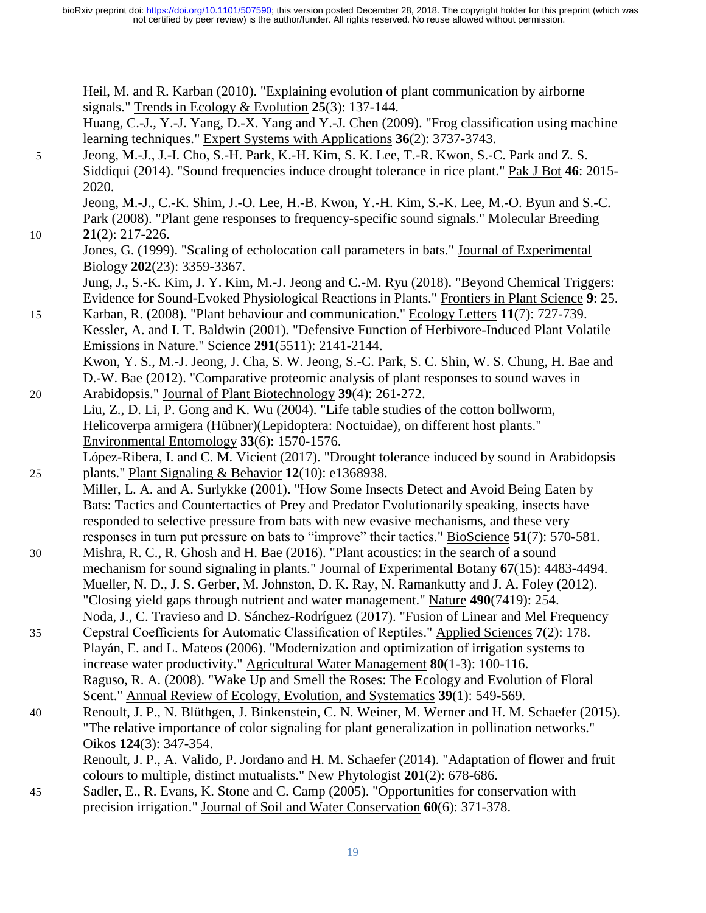Heil, M. and R. Karban (2010). "Explaining evolution of plant communication by airborne signals." Trends in Ecology & Evolution **25**(3): 137-144.

Huang, C.-J., Y.-J. Yang, D.-X. Yang and Y.-J. Chen (2009). "Frog classification using machine learning techniques." Expert Systems with Applications **36**(2): 3737-3743.

Jeong, M.-J., J.-I. Cho, S.-H. Park, K.-H. Kim, S. K. Lee, T.-R. Kwon, S.-C. Park and Z. S. Siddiqui (2014). "Sound frequencies induce drought tolerance in rice plant." Pak J Bot **46**: 2015-2020.

Jeong, M.-J., C.-K. Shim, J.-O. Lee, H.-B. Kwon, Y.-H. Kim, S.-K. Lee, M.-O. Byun and S.-C. Park (2008). "Plant gene responses to frequency-specific sound signals." Molecular Breeding **21**(2): 217-226.

Jones, G. (1999). "Scaling of echolocation call parameters in bats." Journal of Experimental Biology **202**(23): 3359-3367.

Jung, J., S.-K. Kim, J. Y. Kim, M.-J. Jeong and C.-M. Ryu (2018). "Beyond Chemical Triggers: Evidence for Sound-Evoked Physiological Reactions in Plants." Frontiers in Plant Science **9**: 25.

Karban, R. (2008). "Plant behaviour and communication." Ecology Letters **11**(7): 727-739.

Kessler, A. and I. T. Baldwin (2001). "Defensive Function of Herbivore-Induced Plant Volatile Emissions in Nature." Science **291**(5511): 2141-2144.

Kwon, Y. S., M.-J. Jeong, J. Cha, S. W. Jeong, S.-C. Park, S. C. Shin, W. S. Chung, H. Bae and D.-W. Bae (2012). "Comparative proteomic analysis of plant responses to sound waves in Arabidopsis." Journal of Plant Biotechnology **39**(4): 261-272.

Liu, Z., D. Li, P. Gong and K. Wu (2004). "Life table studies of the cotton bollworm, Helicoverpa armigera (Hübner)(Lepidoptera: Noctuidae), on different host plants." Environmental Entomology **33**(6): 1570-1576.

López-Ribera, I. and C. M. Vicient (2017). "Drought tolerance induced by sound in Arabidopsis plants." Plant Signaling & Behavior **12**(10): e1368938.

Miller, L. A. and A. Surlykke (2001). "How Some Insects Detect and Avoid Being Eaten by Bats: Tactics and Countertactics of Prey and Predator Evolutionarily speaking, insects have responded to selective pressure from bats with new evasive mechanisms, and these very responses in turn put pressure on bats to "improve" their tactics." BioScience **51**(7): 570-581.

Mishra, R. C., R. Ghosh and H. Bae (2016). "Plant acoustics: in the search of a sound mechanism for sound signaling in plants." Journal of Experimental Botany **67**(15): 4483-4494.

Mueller, N. D., J. S. Gerber, M. Johnston, D. K. Ray, N. Ramankutty and J. A. Foley (2012). "Closing yield gaps through nutrient and water management." Nature **490**(7419): 254.

Noda, J., C. Travieso and D. Sánchez-Rodríguez (2017). "Fusion of Linear and Mel Frequency Cepstral Coefficients for Automatic Classification of Reptiles." Applied Sciences **7**(2): 178.

Playán, E. and L. Mateos (2006). "Modernization and optimization of irrigation systems to increase water productivity." Agricultural Water Management **80**(1-3): 100-116.

Raguso, R. A. (2008). "Wake Up and Smell the Roses: The Ecology and Evolution of Floral Scent." Annual Review of Ecology, Evolution, and Systematics **39**(1): 549-569.

Renoult, J. P., N. Blüthgen, J. Binkenstein, C. N. Weiner, M. Werner and H. M. Schaefer (2015). "The relative importance of color signaling for plant generalization in pollination networks." Oikos **124**(3): 347-354.

Renoult, J. P., A. Valido, P. Jordano and H. M. Schaefer (2014). "Adaptation of flower and fruit colours to multiple, distinct mutualists." New Phytologist **201**(2): 678-686.

Sadler, E., R. Evans, K. Stone and C. Camp (2005). "Opportunities for conservation with precision irrigation." Journal of Soil and Water Conservation **60**(6): 371-378.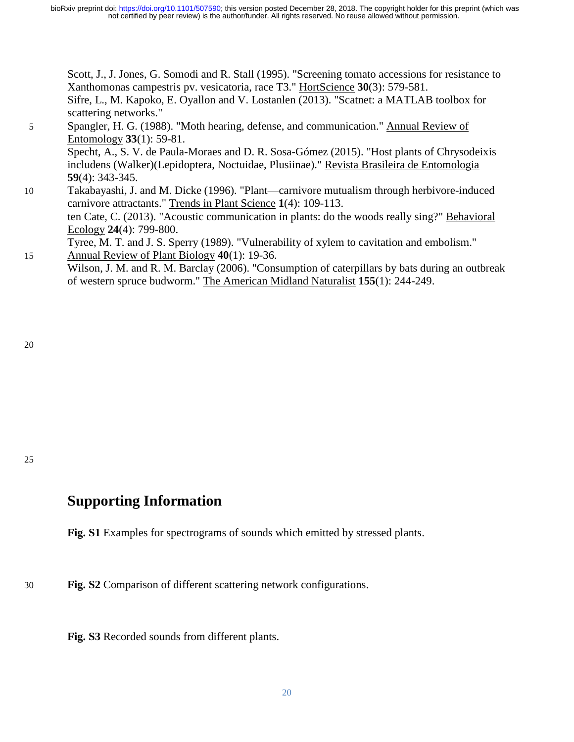Scott, J., J. Jones, G. Somodi and R. Stall (1995). "Screening tomato accessions for resistance to Xanthomonas campestris pv. vesicatoria, race T3." HortScience **30**(3): 579-581.

Sifre, L., M. Kapoko, E. Oyallon and V. Lostanlen (2013). "Scatnet: a MATLAB toolbox for scattering networks."

Spangler, H. G. (1988). "Moth hearing, defense, and communication." Annual Review of Entomology **33**(1): 59-81.

Specht, A., S. V. de Paula-Moraes and D. R. Sosa-Gómez (2015). "Host plants of Chrysodeixis includens (Walker)(Lepidoptera, Noctuidae, Plusiinae)." Revista Brasileira de Entomologia **59**(4): 343-345.

Takabayashi, J. and M. Dicke (1996). "Plant—carnivore mutualism through herbivore-induced carnivore attractants." Trends in Plant Science **1**(4): 109-113.

ten Cate, C. (2013). "Acoustic communication in plants: do the woods really sing?" Behavioral Ecology **24**(4): 799-800.

Tyree, M. T. and J. S. Sperry (1989). "Vulnerability of xylem to cavitation and embolism." Annual Review of Plant Biology **40**(1): 19-36.

Wilson, J. M. and R. M. Barclay (2006). "Consumption of caterpillars by bats during an outbreak of western spruce budworm." The American Midland Naturalist **155**(1): 244-249.

# Supporting Information

**Fig. S1** Examples for spectrograms of sounds which emitted by stressed plants.

**Fig. S2** Comparison of different scattering network configurations.

**Fig. S3** Recorded sounds from different plants.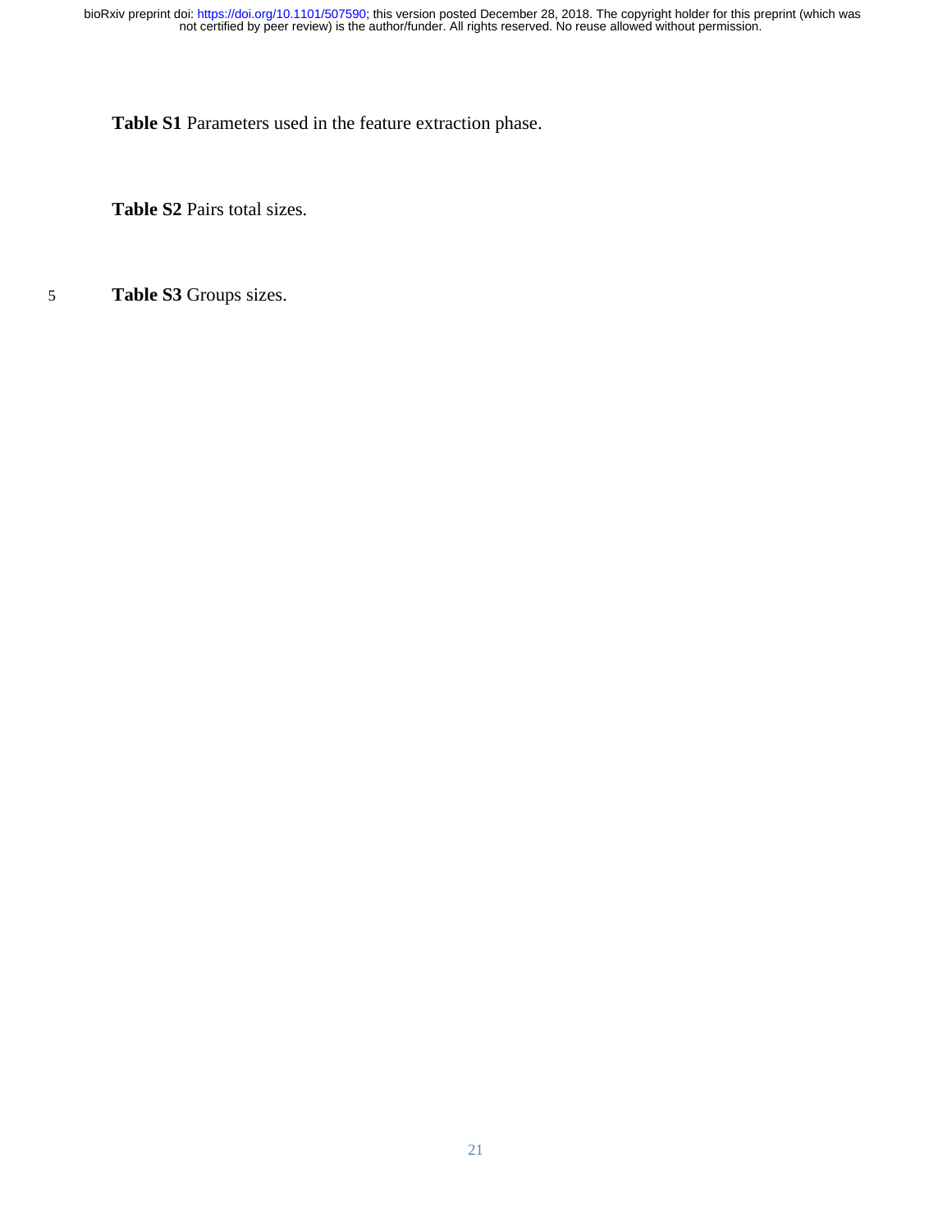**Table S1** Parameters used in the feature extraction phase.

**Table S2** Pairs total sizes.

**Table S3** Groups sizes.